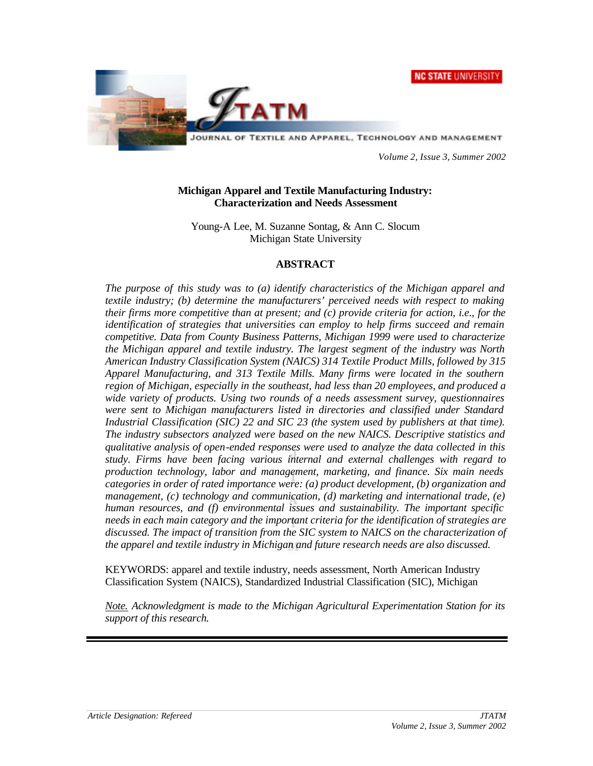# Michigan Apparel and Textile Manufacturing Industry: Characterization and Needs Assessment

Young-A Lee, M. Suzanne Sontag, & Ann C. Slocum
Michigan State University

## ABSTRACT

*The purpose of this study was to (a) identify characteristics of the Michigan apparel and textile industry; (b) determine the manufacturers' perceived needs with respect to making their firms more competitive than at present; and (c) provide criteria for action, i.e., for the identification of strategies that universities can employ to help firms succeed and remain competitive. Data from County Business Patterns, Michigan 1999 were used to characterize the Michigan apparel and textile industry. The largest segment of the industry was North American Industry Classification System (NAICS) 314 Textile Product Mills, followed by 315 Apparel Manufacturing, and 313 Textile Mills. Many firms were located in the southern region of Michigan, especially in the southeast, had less than 20 employees, and produced a wide variety of products. Using two rounds of a needs assessment survey, questionnaires were sent to Michigan manufacturers listed in directories and classified under Standard Industrial Classification (SIC) 22 and SIC 23 (the system used by publishers at that time). The industry subsectors analyzed were based on the new NAICS. Descriptive statistics and qualitative analysis of open-ended responses were used to analyze the data collected in this study. Firms have been facing various internal and external challenges with regard to production technology, labor and management, marketing, and finance. Six main needs categories in order of rated importance were: (a) product development, (b) organization and management, (c) technology and communication, (d) marketing and international trade, (e) human resources, and (f) environmental issues and sustainability. The important specific needs in each main category and the important criteria for the identification of strategies are discussed. The impact of transition from the SIC system to NAICS on the characterization of the apparel and textile industry in Michigan and future research needs are also discussed.*

KEYWORDS: apparel and textile industry, needs assessment, North American Industry Classification System (NAICS), Standardized Industrial Classification (SIC), Michigan

*<u>Note.</u> Acknowledgment is made to the Michigan Agricultural Experimentation Station for its support of this research.*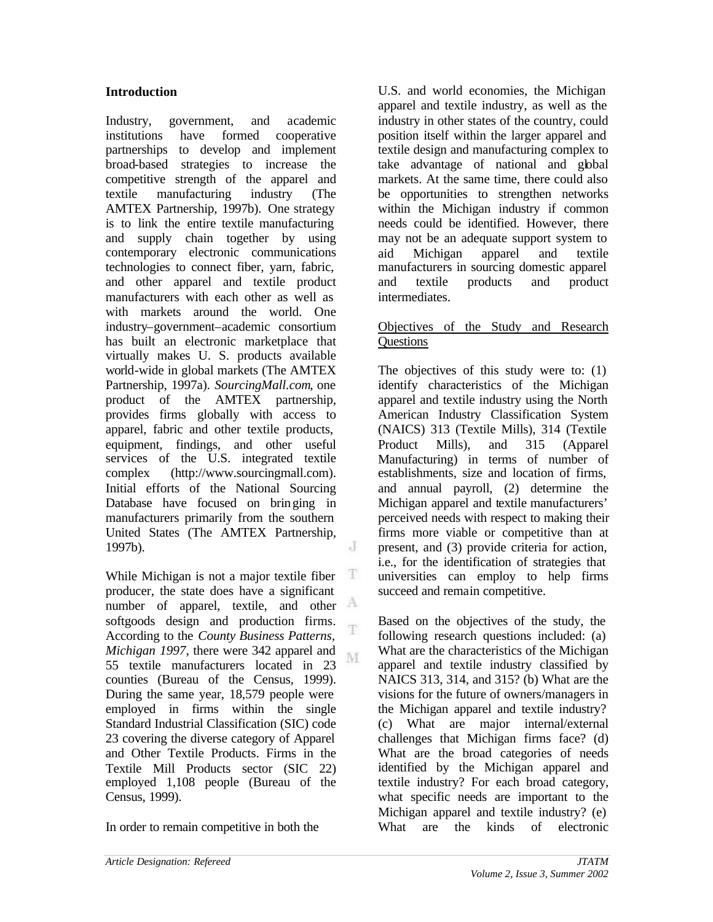## Introduction

Industry, government, and academic institutions have formed cooperative partnerships to develop and implement broad-based strategies to increase the competitive strength of the apparel and textile manufacturing industry (The AMTEX Partnership, 1997b). One strategy is to link the entire textile manufacturing and supply chain together by using contemporary electronic communications technologies to connect fiber, yarn, fabric, and other apparel and textile product manufacturers with each other as well as with markets around the world. One industry–government–academic consortium has built an electronic marketplace that virtually makes U. S. products available world-wide in global markets (The AMTEX Partnership, 1997a). *SourcingMall.com*, one product of the AMTEX partnership, provides firms globally with access to apparel, fabric and other textile products, equipment, findings, and other useful services of the U.S. integrated textile complex (http://www.sourcingmall.com). Initial efforts of the National Sourcing Database have focused on bringing in manufacturers primarily from the southern United States (The AMTEX Partnership, 1997b).

While Michigan is not a major textile fiber producer, the state does have a significant number of apparel, textile, and other softgoods design and production firms. According to the *County Business Patterns, Michigan 1997*, there were 342 apparel and 55 textile manufacturers located in 23 counties (Bureau of the Census, 1999). During the same year, 18,579 people were employed in firms within the single Standard Industrial Classification (SIC) code 23 covering the diverse category of Apparel and Other Textile Products. Firms in the Textile Mill Products sector (SIC 22) employed 1,108 people (Bureau of the Census, 1999).

In order to remain competitive in both the U.S. and world economies, the Michigan apparel and textile industry, as well as the industry in other states of the country, could position itself within the larger apparel and textile design and manufacturing complex to take advantage of national and global markets. At the same time, there could also be opportunities to strengthen networks within the Michigan industry if common needs could be identified. However, there may not be an adequate support system to aid Michigan apparel and textile manufacturers in sourcing domestic apparel and textile products and product intermediates.

### Objectives of the Study and Research Questions

The objectives of this study were to: (1) identify characteristics of the Michigan apparel and textile industry using the North American Industry Classification System (NAICS) 313 (Textile Mills), 314 (Textile Product Mills), and 315 (Apparel Manufacturing) in terms of number of establishments, size and location of firms, and annual payroll, (2) determine the Michigan apparel and textile manufacturers' perceived needs with respect to making their firms more viable or competitive than at present, and (3) provide criteria for action, i.e., for the identification of strategies that universities can employ to help firms succeed and remain competitive.

Based on the objectives of the study, the following research questions included: (a) What are the characteristics of the Michigan apparel and textile industry classified by NAICS 313, 314, and 315? (b) What are the visions for the future of owners/managers in the Michigan apparel and textile industry? (c) What are major internal/external challenges that Michigan firms face? (d) What are the broad categories of needs identified by the Michigan apparel and textile industry? For each broad category, what specific needs are important to the Michigan apparel and textile industry? (e) What are the kinds of electronic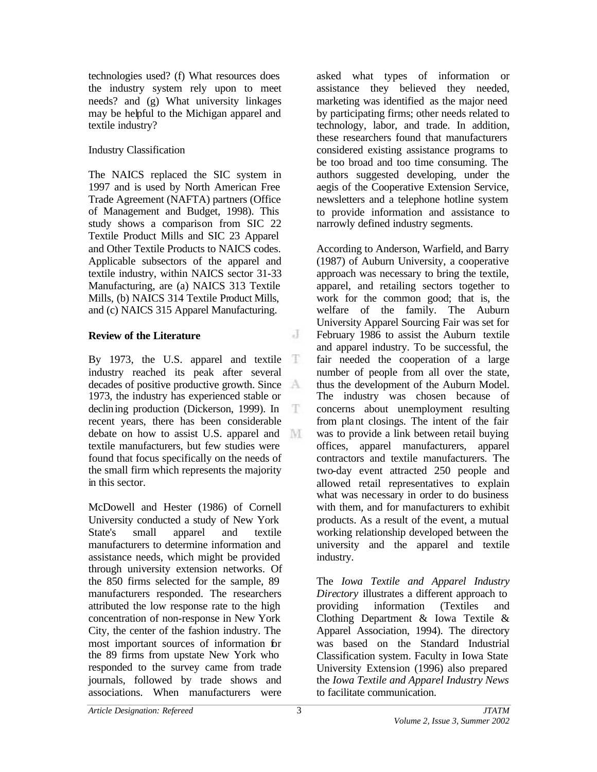technologies used? (f) What resources does the industry system rely upon to meet needs? and (g) What university linkages may be helpful to the Michigan apparel and textile industry?

Industry Classification

The NAICS replaced the SIC system in 1997 and is used by North American Free Trade Agreement (NAFTA) partners (Office of Management and Budget, 1998). This study shows a comparison from SIC 22 Textile Product Mills and SIC 23 Apparel and Other Textile Products to NAICS codes. Applicable subsectors of the apparel and textile industry, within NAICS sector 31-33 Manufacturing, are (a) NAICS 313 Textile Mills, (b) NAICS 314 Textile Product Mills, and (c) NAICS 315 Apparel Manufacturing.

## Review of the Literature

By 1973, the U.S. apparel and textile industry reached its peak after several decades of positive productive growth. Since 1973, the industry has experienced stable or declining production (Dickerson, 1999). In recent years, there has been considerable debate on how to assist U.S. apparel and textile manufacturers, but few studies were found that focus specifically on the needs of the small firm which represents the majority in this sector.

McDowell and Hester (1986) of Cornell University conducted a study of New York State's small apparel and textile manufacturers to determine information and assistance needs, which might be provided through university extension networks. Of the 850 firms selected for the sample, 89 manufacturers responded. The researchers attributed the low response rate to the high concentration of non-response in New York City, the center of the fashion industry. The most important sources of information for the 89 firms from upstate New York who responded to the survey came from trade journals, followed by trade shows and associations. When manufacturers were asked what types of information or assistance they believed they needed, marketing was identified as the major need by participating firms; other needs related to technology, labor, and trade. In addition, these researchers found that manufacturers considered existing assistance programs to be too broad and too time consuming. The authors suggested developing, under the aegis of the Cooperative Extension Service, newsletters and a telephone hotline system to provide information and assistance to narrowly defined industry segments.

According to Anderson, Warfield, and Barry (1987) of Auburn University, a cooperative approach was necessary to bring the textile, apparel, and retailing sectors together to work for the common good; that is, the welfare of the family. The Auburn University Apparel Sourcing Fair was set for February 1986 to assist the Auburn textile and apparel industry. To be successful, the fair needed the cooperation of a large number of people from all over the state, thus the development of the Auburn Model. The industry was chosen because of concerns about unemployment resulting from plant closings. The intent of the fair was to provide a link between retail buying offices, apparel manufacturers, apparel contractors and textile manufacturers. The two-day event attracted 250 people and allowed retail representatives to explain what was necessary in order to do business with them, and for manufacturers to exhibit products. As a result of the event, a mutual working relationship developed between the university and the apparel and textile industry.

The *Iowa Textile and Apparel Industry Directory* illustrates a different approach to providing information (Textiles and Clothing Department & Iowa Textile & Apparel Association, 1994). The directory was based on the Standard Industrial Classification system. Faculty in Iowa State University Extension (1996) also prepared the *Iowa Textile and Apparel Industry News* to facilitate communication.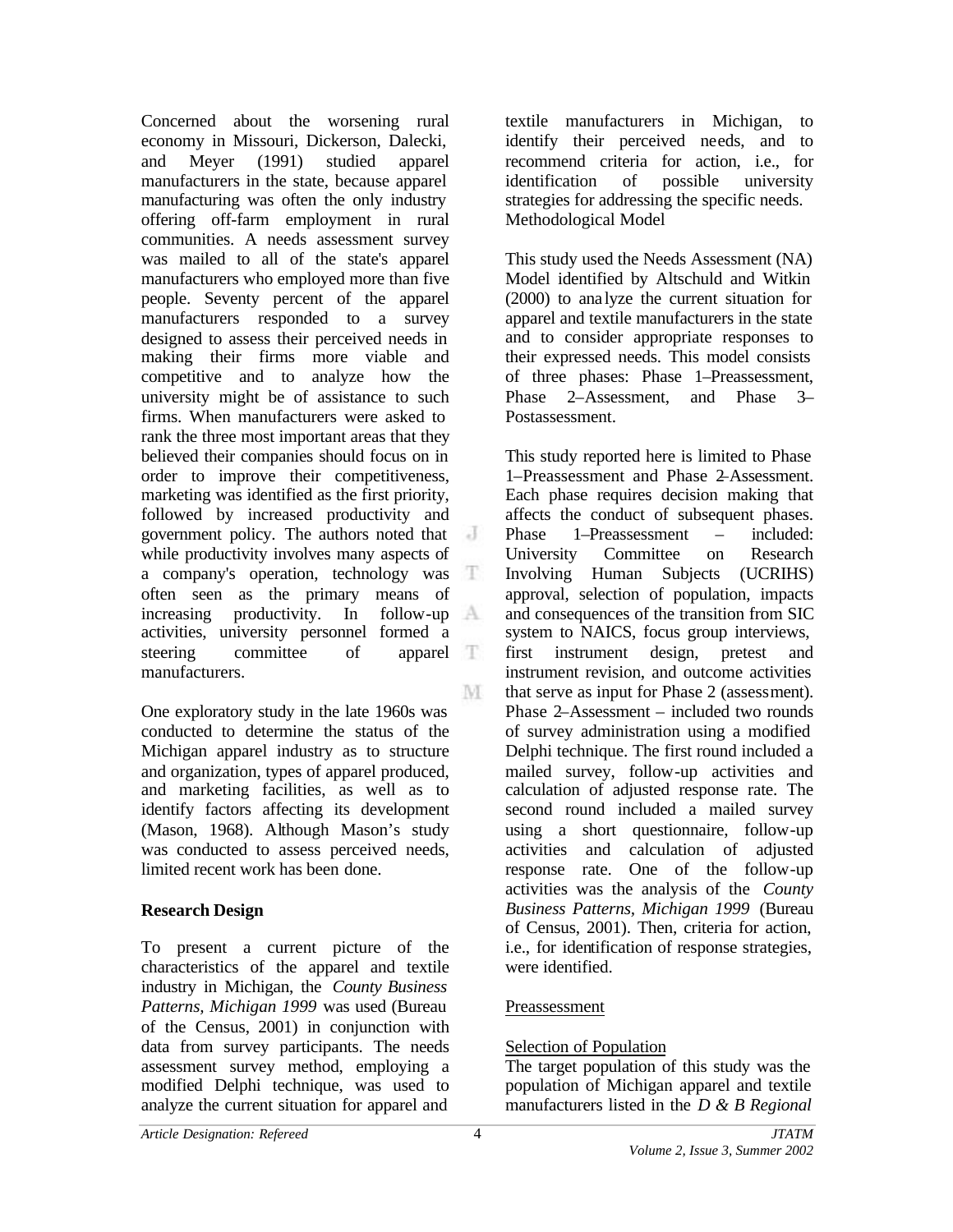Concerned about the worsening rural economy in Missouri, Dickerson, Dalecki, and Meyer (1991) studied apparel manufacturers in the state, because apparel manufacturing was often the only industry offering off-farm employment in rural communities. A needs assessment survey was mailed to all of the state's apparel manufacturers who employed more than five people. Seventy percent of the apparel manufacturers responded to a survey designed to assess their perceived needs in making their firms more viable and competitive and to analyze how the university might be of assistance to such firms. When manufacturers were asked to rank the three most important areas that they believed their companies should focus on in order to improve their competitiveness, marketing was identified as the first priority, followed by increased productivity and government policy. The authors noted that while productivity involves many aspects of a company's operation, technology was often seen as the primary means of increasing productivity. In follow-up activities, university personnel formed a steering committee of apparel manufacturers.

One exploratory study in the late 1960s was conducted to determine the status of the Michigan apparel industry as to structure and organization, types of apparel produced, and marketing facilities, as well as to identify factors affecting its development (Mason, 1968). Although Mason's study was conducted to assess perceived needs, limited recent work has been done.

## Research Design

To present a current picture of the characteristics of the apparel and textile industry in Michigan, the *County Business Patterns, Michigan 1999* was used (Bureau of the Census, 2001) in conjunction with data from survey participants. The needs assessment survey method, employing a modified Delphi technique, was used to analyze the current situation for apparel and textile manufacturers in Michigan, to identify their perceived needs, and to recommend criteria for action, i.e., for identification of possible university strategies for addressing the specific needs.

Methodological Model

This study used the Needs Assessment (NA) Model identified by Altschuld and Witkin (2000) to analyze the current situation for apparel and textile manufacturers in the state and to consider appropriate responses to their expressed needs. This model consists of three phases: Phase 1–Preassessment, Phase 2–Assessment, and Phase 3–Postassessment.

This study reported here is limited to Phase 1–Preassessment and Phase 2–Assessment. Each phase requires decision making that affects the conduct of subsequent phases. Phase 1–Preassessment – included: University Committee on Research Involving Human Subjects (UCRIHS) approval, selection of population, impacts and consequences of the transition from SIC system to NAICS, focus group interviews, first instrument design, pretest and instrument revision, and outcome activities that serve as input for Phase 2 (assessment). Phase 2–Assessment – included two rounds of survey administration using a modified Delphi technique. The first round included a mailed survey, follow-up activities and calculation of adjusted response rate. The second round included a mailed survey using a short questionnaire, follow-up activities and calculation of adjusted response rate. One of the follow-up activities was the analysis of the *County Business Patterns, Michigan 1999* (Bureau of Census, 2001). Then, criteria for action, i.e., for identification of response strategies, were identified.

Preassessment

Selection of Population

The target population of this study was the population of Michigan apparel and textile manufacturers listed in the *D & B Regional*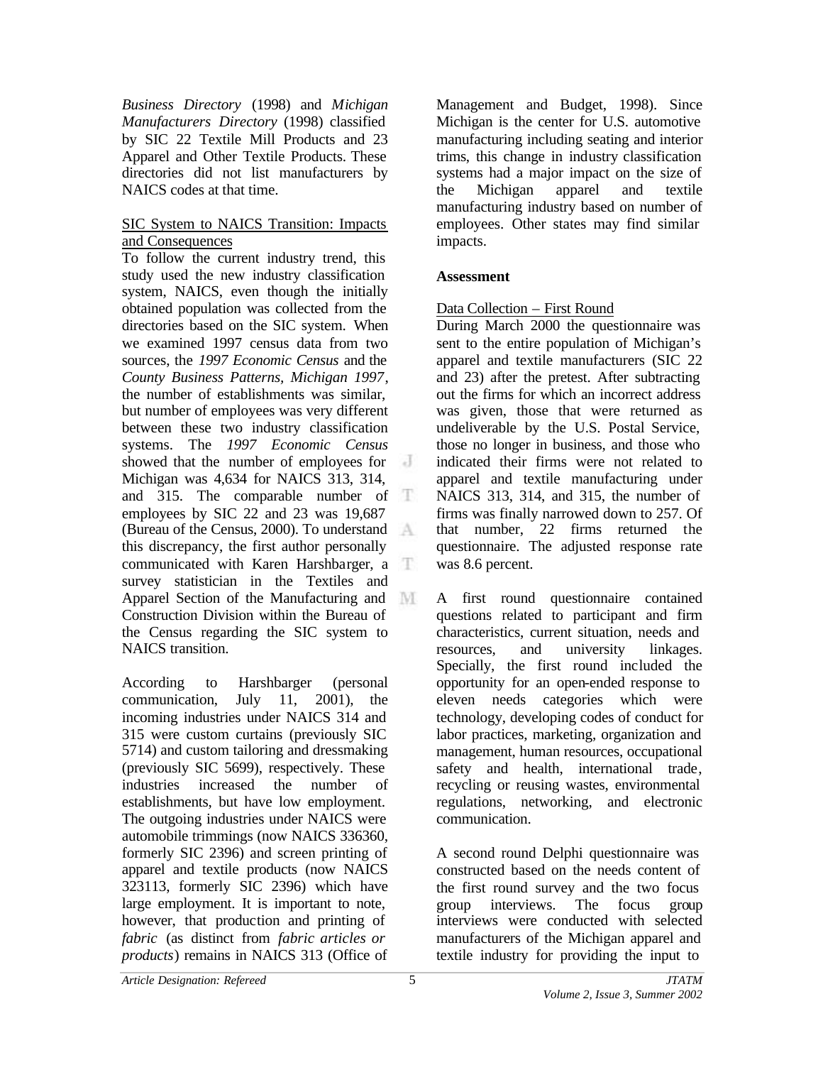*Business Directory* (1998) and *Michigan Manufacturers Directory* (1998) classified by SIC 22 Textile Mill Products and 23 Apparel and Other Textile Products. These directories did not list manufacturers by NAICS codes at that time.

<u>SIC System to NAICS Transition: Impacts and Consequences</u>

To follow the current industry trend, this study used the new industry classification system, NAICS, even though the initially obtained population was collected from the directories based on the SIC system. When we examined 1997 census data from two sources, the *1997 Economic Census* and the *County Business Patterns, Michigan 1997*, the number of establishments was similar, but number of employees was very different between these two industry classification systems. The *1997 Economic Census* showed that the number of employees for Michigan was 4,634 for NAICS 313, 314, and 315. The comparable number of employees by SIC 22 and 23 was 19,687 (Bureau of the Census, 2000). To understand this discrepancy, the first author personally communicated with Karen Harshbarger, a survey statistician in the Textiles and Apparel Section of the Manufacturing and Construction Division within the Bureau of the Census regarding the SIC system to NAICS transition.

According to Harshbarger (personal communication, July 11, 2001), the incoming industries under NAICS 314 and 315 were custom curtains (previously SIC 5714) and custom tailoring and dressmaking (previously SIC 5699), respectively. These industries increased the number of establishments, but have low employment. The outgoing industries under NAICS were automobile trimmings (now NAICS 336360, formerly SIC 2396) and screen printing of apparel and textile products (now NAICS 323113, formerly SIC 2396) which have large employment. It is important to note, however, that production and printing of *fabric* (as distinct from *fabric articles or products*) remains in NAICS 313 (Office of Management and Budget, 1998). Since Michigan is the center for U.S. automotive manufacturing including seating and interior trims, this change in industry classification systems had a major impact on the size of the Michigan apparel and textile manufacturing industry based on number of employees. Other states may find similar impacts.

**Assessment**

<u>Data Collection – First Round</u>

During March 2000 the questionnaire was sent to the entire population of Michigan's apparel and textile manufacturers (SIC 22 and 23) after the pretest. After subtracting out the firms for which an incorrect address was given, those that were returned as undeliverable by the U.S. Postal Service, those no longer in business, and those who indicated their firms were not related to apparel and textile manufacturing under NAICS 313, 314, and 315, the number of firms was finally narrowed down to 257. Of that number, 22 firms returned the questionnaire. The adjusted response rate was 8.6 percent.

A first round questionnaire contained questions related to participant and firm characteristics, current situation, needs and resources, and university linkages. Specially, the first round included the opportunity for an open-ended response to eleven needs categories which were technology, developing codes of conduct for labor practices, marketing, organization and management, human resources, occupational safety and health, international trade, recycling or reusing wastes, environmental regulations, networking, and electronic communication.

A second round Delphi questionnaire was constructed based on the needs content of the first round survey and the two focus group interviews. The focus group interviews were conducted with selected manufacturers of the Michigan apparel and textile industry for providing the input to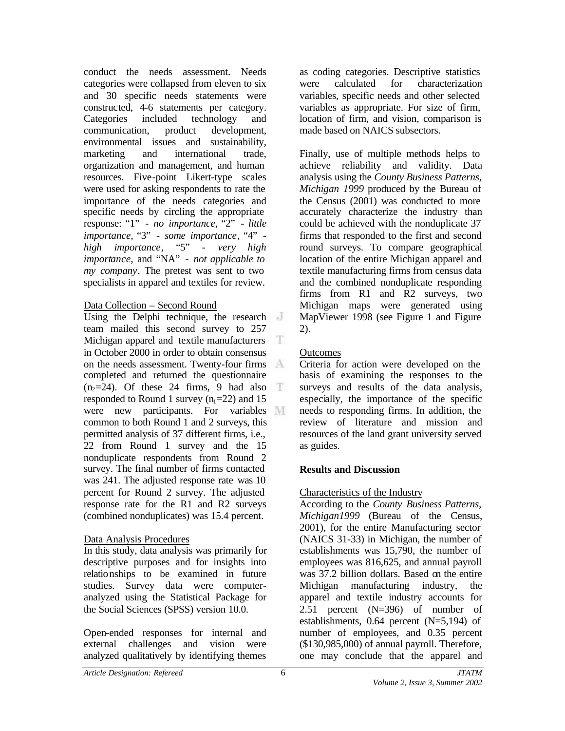conduct the needs assessment. Needs categories were collapsed from eleven to six and 30 specific needs statements were constructed, 4-6 statements per category. Categories included technology and communication, product development, environmental issues and sustainability, marketing and international trade, organization and management, and human resources. Five-point Likert-type scales were used for asking respondents to rate the importance of the needs categories and specific needs by circling the appropriate response: "1" - *no importance*, "2" - *little importance*, "3" - *some importance*, "4" - *high importance*, "5" - *very high importance*, and "NA" - *not applicable to my company*. The pretest was sent to two specialists in apparel and textiles for review.

Data Collection – Second Round

Using the Delphi technique, the research team mailed this second survey to 257 Michigan apparel and textile manufacturers in October 2000 in order to obtain consensus on the needs assessment. Twenty-four firms completed and returned the questionnaire ($n_2$=24). Of these 24 firms, 9 had also responded to Round 1 survey ($n_1$=22) and 15 were new participants. For variables common to both Round 1 and 2 surveys, this permitted analysis of 37 different firms, i.e., 22 from Round 1 survey and the 15 nonduplicate respondents from Round 2 survey. The final number of firms contacted was 241. The adjusted response rate was 10 percent for Round 2 survey. The adjusted response rate for the R1 and R2 surveys (combined nonduplicates) was 15.4 percent.

Data Analysis Procedures

In this study, data analysis was primarily for descriptive purposes and for insights into relationships to be examined in future studies. Survey data were computer-analyzed using the Statistical Package for the Social Sciences (SPSS) version 10.0.

Open-ended responses for internal and external challenges and vision were analyzed qualitatively by identifying themes as coding categories. Descriptive statistics were calculated for characterization variables, specific needs and other selected variables as appropriate. For size of firm, location of firm, and vision, comparison is made based on NAICS subsectors.

Finally, use of multiple methods helps to achieve reliability and validity. Data analysis using the *County Business Patterns, Michigan 1999* produced by the Bureau of the Census (2001) was conducted to more accurately characterize the industry than could be achieved with the nonduplicate 37 firms that responded to the first and second round surveys. To compare geographical location of the entire Michigan apparel and textile manufacturing firms from census data and the combined nonduplicate responding firms from R1 and R2 surveys, two Michigan maps were generated using MapViewer 1998 (see Figure 1 and Figure 2).

Outcomes

Criteria for action were developed on the basis of examining the responses to the surveys and results of the data analysis, especially, the importance of the specific needs to responding firms. In addition, the review of literature and mission and resources of the land grant university served as guides.

## Results and Discussion

Characteristics of the Industry

According to the *County Business Patterns, Michigan1999* (Bureau of the Census, 2001), for the entire Manufacturing sector (NAICS 31-33) in Michigan, the number of establishments was 15,790, the number of employees was 816,625, and annual payroll was 37.2 billion dollars. Based on the entire Michigan manufacturing industry, the apparel and textile industry accounts for 2.51 percent (N=396) of number of establishments, 0.64 percent (N=5,194) of number of employees, and 0.35 percent ($130,985,000) of annual payroll. Therefore, one may conclude that the apparel and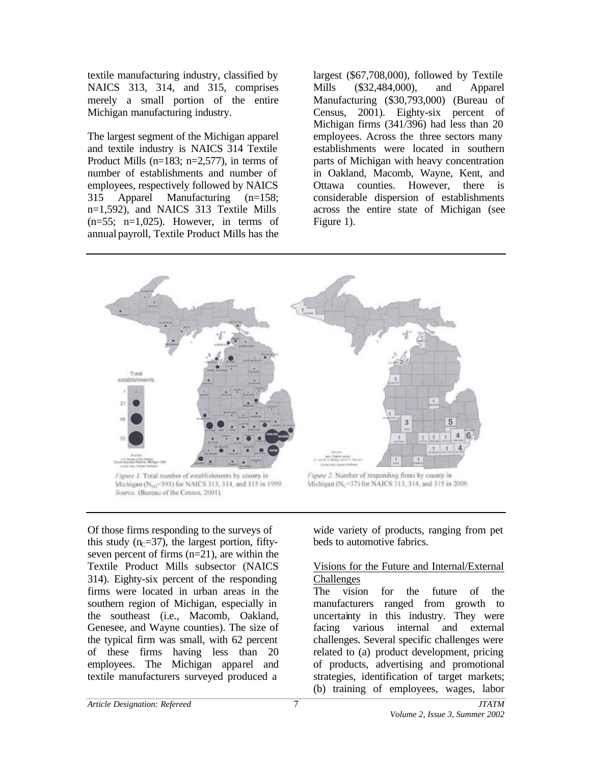textile manufacturing industry, classified by NAICS 313, 314, and 315, comprises merely a small portion of the entire Michigan manufacturing industry.

The largest segment of the Michigan apparel and textile industry is NAICS 314 Textile Product Mills (n=183; n=2,577), in terms of number of establishments and number of employees, respectively followed by NAICS 315 Apparel Manufacturing (n=158; n=1,592), and NAICS 313 Textile Mills (n=55; n=1,025). However, in terms of annual payroll, Textile Product Mills has the largest ($67,708,000), followed by Textile Mills ($32,484,000), and Apparel Manufacturing ($30,793,000) (Bureau of Census, 2001). Eighty-six percent of Michigan firms (341/396) had less than 20 employees. Across the three sectors many establishments were located in southern parts of Michigan with heavy concentration in Oakland, Macomb, Wayne, Kent, and Ottawa counties. However, there is considerable dispersion of establishments across the entire state of Michigan (see Figure 1).

*Figure 1.* Total number of establishments by county in Michigan ($N_{MI}$=393) for NAICS 313, 314, and 315 in 1999. *Source.* (Bureau of the Census, 2001).

*Figure 2.* Number of responding firms by county in Michigan ($N_C$=37) for NAICS 313, 314, and 315 in 2000.

Of those firms responding to the surveys of this study ($n_C$=37), the largest portion, fifty-seven percent of firms (n=21), are within the Textile Product Mills subsector (NAICS 314). Eighty-six percent of the responding firms were located in urban areas in the southern region of Michigan, especially in the southeast (i.e., Macomb, Oakland, Genesee, and Wayne counties). The size of the typical firm was small, with 62 percent of these firms having less than 20 employees. The Michigan apparel and textile manufacturers surveyed produced a wide variety of products, ranging from pet beds to automotive fabrics.

<u>Visions for the Future and Internal/External Challenges</u>

The vision for the future of the manufacturers ranged from growth to uncertainty in this industry. They were facing various internal and external challenges. Several specific challenges were related to (a) product development, pricing of products, advertising and promotional strategies, identification of target markets; (b) training of employees, wages, labor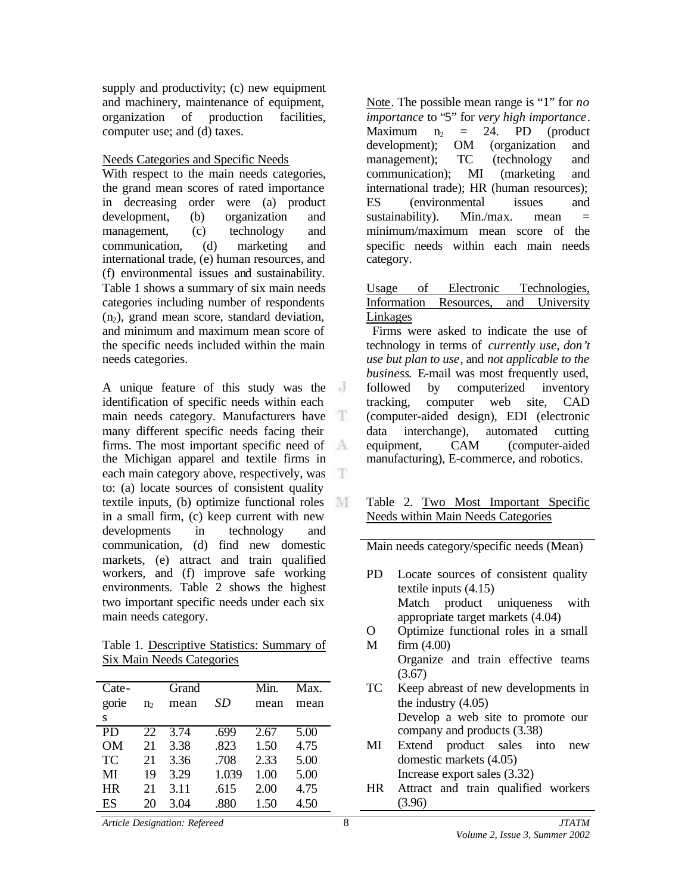supply and productivity; (c) new equipment and machinery, maintenance of equipment, organization of production facilities, computer use; and (d) taxes.

Needs Categories and Specific Needs

With respect to the main needs categories, the grand mean scores of rated importance in decreasing order were (a) product development, (b) organization and management, (c) technology and communication, (d) marketing and international trade, (e) human resources, and (f) environmental issues and sustainability. Table 1 shows a summary of six main needs categories including number of respondents ($n_2$), grand mean score, standard deviation, and minimum and maximum mean score of the specific needs included within the main needs categories.

A unique feature of this study was the identification of specific needs within each main needs category. Manufacturers have many different specific needs facing their firms. The most important specific need of the Michigan apparel and textile firms in each main category above, respectively, was to: (a) locate sources of consistent quality textile inputs, (b) optimize functional roles in a small firm, (c) keep current with new developments in technology and communication, (d) find new domestic markets, (e) attract and train qualified workers, and (f) improve safe working environments. Table 2 shows the highest two important specific needs under each six main needs category.

Table 1. Descriptive Statistics: Summary of Six Main Needs Categories

| Categories | $n_2$ | Grand mean | *SD* | Min. mean | Max. mean |
|---|---|---|---|---|---|
| PD | 22 | 3.74 | .699 | 2.67 | 5.00 |
| OM | 21 | 3.38 | .823 | 1.50 | 4.75 |
| TC | 21 | 3.36 | .708 | 2.33 | 5.00 |
| MI | 19 | 3.29 | 1.039 | 1.00 | 5.00 |
| HR | 21 | 3.11 | .615 | 2.00 | 4.75 |
| ES | 20 | 3.04 | .880 | 1.50 | 4.50 |

Note. The possible mean range is "1" for *no importance* to "5" for *very high importance*. Maximum $n_2$ = 24. PD (product development); OM (organization and management); TC (technology and communication); MI (marketing and international trade); HR (human resources); ES (environmental issues and sustainability). Min./max. mean = minimum/maximum mean score of the specific needs within each main needs category.

Usage of Electronic Technologies, Information Resources, and University Linkages

Firms were asked to indicate the use of technology in terms of *currently use*, *don't use but plan to use*, and *not applicable to the business*. E-mail was most frequently used, followed by computerized inventory tracking, computer web site, CAD (computer-aided design), EDI (electronic data interchange), automated cutting equipment, CAM (computer-aided manufacturing), E-commerce, and robotics.

Table 2. Two Most Important Specific Needs within Main Needs Categories

| Main needs category/specific needs (Mean) | |
|---|---|
| PD | Locate sources of consistent quality textile inputs (4.15) |
| | Match product uniqueness with appropriate target markets (4.04) |
| OM | Optimize functional roles in a small firm (4.00) |
| | Organize and train effective teams (3.67) |
| TC | Keep abreast of new developments in the industry (4.05) |
| | Develop a web site to promote our company and products (3.38) |
| MI | Extend product sales into new domestic markets (4.05) |
| | Increase export sales (3.32) |
| HR | Attract and train qualified workers (3.96) |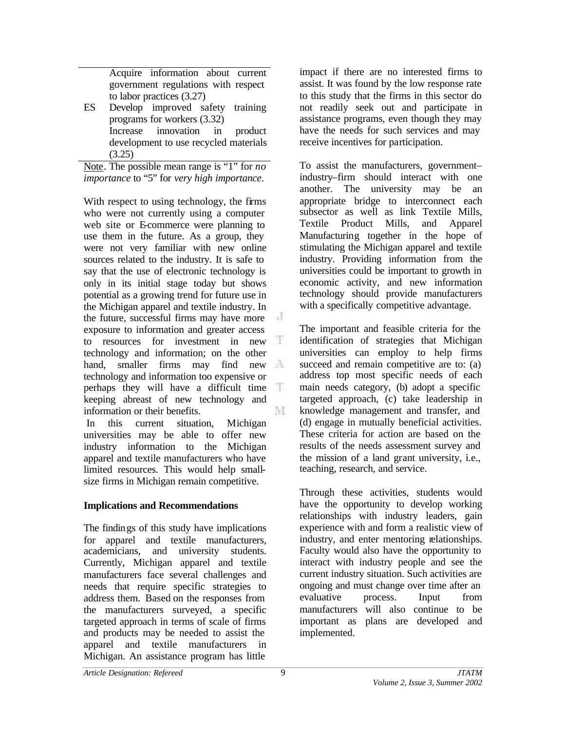| | |
|---|---|
| | Acquire information about current government regulations with respect to labor practices (3.27) |
| ES | Develop improved safety training programs for workers (3.32) |
| | Increase innovation in product development to use recycled materials (3.25) |

Note. The possible mean range is "1" for *no importance* to "5" for *very high importance*.

With respect to using technology, the firms who were not currently using a computer web site or E-commerce were planning to use them in the future. As a group, they were not very familiar with new online sources related to the industry. It is safe to say that the use of electronic technology is only in its initial stage today but shows potential as a growing trend for future use in the Michigan apparel and textile industry. In the future, successful firms may have more exposure to information and greater access to resources for investment in new technology and information; on the other hand, smaller firms may find new technology and information too expensive or perhaps they will have a difficult time keeping abreast of new technology and information or their benefits.

In this current situation, Michigan universities may be able to offer new industry information to the Michigan apparel and textile manufacturers who have limited resources. This would help small-size firms in Michigan remain competitive.

## Implications and Recommendations

The findings of this study have implications for apparel and textile manufacturers, academicians, and university students. Currently, Michigan apparel and textile manufacturers face several challenges and needs that require specific strategies to address them. Based on the responses from the manufacturers surveyed, a specific targeted approach in terms of scale of firms and products may be needed to assist the apparel and textile manufacturers in Michigan. An assistance program has little impact if there are no interested firms to assist. It was found by the low response rate to this study that the firms in this sector do not readily seek out and participate in assistance programs, even though they may have the needs for such services and may receive incentives for participation.

To assist the manufacturers, government–industry–firm should interact with one another. The university may be an appropriate bridge to interconnect each subsector as well as link Textile Mills, Textile Product Mills, and Apparel Manufacturing together in the hope of stimulating the Michigan apparel and textile industry. Providing information from the universities could be important to growth in economic activity, and new information technology should provide manufacturers with a specifically competitive advantage.

The important and feasible criteria for the identification of strategies that Michigan universities can employ to help firms succeed and remain competitive are to: (a) address top most specific needs of each main needs category, (b) adopt a specific targeted approach, (c) take leadership in knowledge management and transfer, and (d) engage in mutually beneficial activities. These criteria for action are based on the results of the needs assessment survey and the mission of a land grant university, i.e., teaching, research, and service.

Through these activities, students would have the opportunity to develop working relationships with industry leaders, gain experience with and form a realistic view of industry, and enter mentoring relationships. Faculty would also have the opportunity to interact with industry people and see the current industry situation. Such activities are ongoing and must change over time after an evaluative process. Input from manufacturers will also continue to be important as plans are developed and implemented.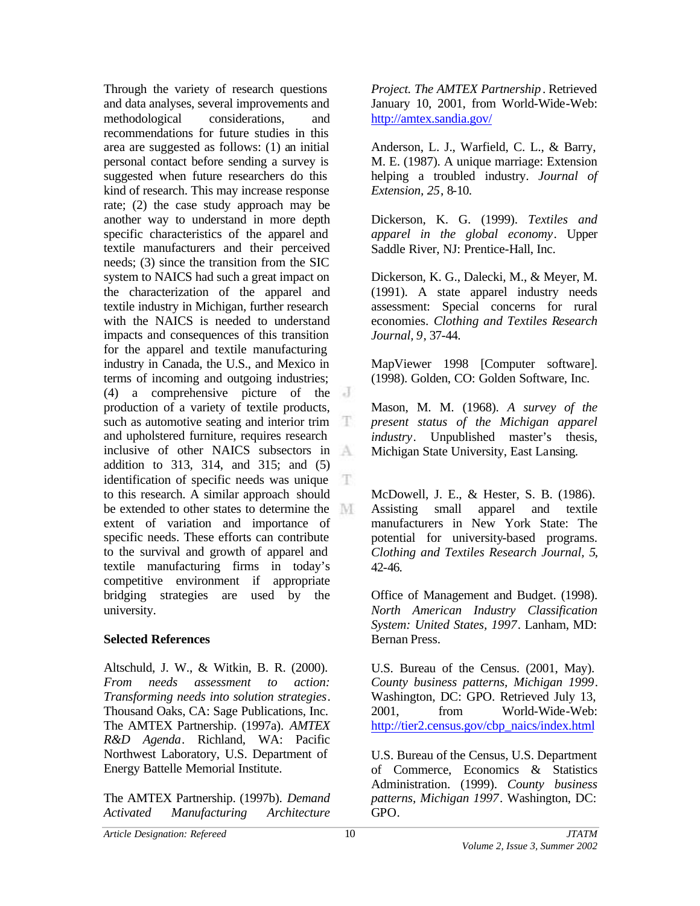Through the variety of research questions and data analyses, several improvements and methodological considerations, and recommendations for future studies in this area are suggested as follows: (1) an initial personal contact before sending a survey is suggested when future researchers do this kind of research. This may increase response rate; (2) the case study approach may be another way to understand in more depth specific characteristics of the apparel and textile manufacturers and their perceived needs; (3) since the transition from the SIC system to NAICS had such a great impact on the characterization of the apparel and textile industry in Michigan, further research with the NAICS is needed to understand impacts and consequences of this transition for the apparel and textile manufacturing industry in Canada, the U.S., and Mexico in terms of incoming and outgoing industries; (4) a comprehensive picture of the production of a variety of textile products, such as automotive seating and interior trim and upholstered furniture, requires research inclusive of other NAICS subsectors in addition to 313, 314, and 315; and (5) identification of specific needs was unique to this research. A similar approach should be extended to other states to determine the extent of variation and importance of specific needs. These efforts can contribute to the survival and growth of apparel and textile manufacturing firms in today's competitive environment if appropriate bridging strategies are used by the university.

## Selected References

Altschuld, J. W., & Witkin, B. R. (2000). *From needs assessment to action: Transforming needs into solution strategies*. Thousand Oaks, CA: Sage Publications, Inc.

The AMTEX Partnership. (1997a). *AMTEX R&D Agenda*. Richland, WA: Pacific Northwest Laboratory, U.S. Department of Energy Battelle Memorial Institute.

The AMTEX Partnership. (1997b). *Demand Activated Manufacturing Architecture Project. The AMTEX Partnership*. Retrieved January 10, 2001, from World-Wide-Web: http://amtex.sandia.gov/

Anderson, L. J., Warfield, C. L., & Barry, M. E. (1987). A unique marriage: Extension helping a troubled industry. *Journal of Extension, 25*, 8-10.

Dickerson, K. G. (1999). *Textiles and apparel in the global economy*. Upper Saddle River, NJ: Prentice-Hall, Inc.

Dickerson, K. G., Dalecki, M., & Meyer, M. (1991). A state apparel industry needs assessment: Special concerns for rural economies. *Clothing and Textiles Research Journal, 9*, 37-44.

MapViewer 1998 [Computer software]. (1998). Golden, CO: Golden Software, Inc.

Mason, M. M. (1968). *A survey of the present status of the Michigan apparel industry*. Unpublished master's thesis, Michigan State University, East Lansing.

McDowell, J. E., & Hester, S. B. (1986). Assisting small apparel and textile manufacturers in New York State: The potential for university-based programs. *Clothing and Textiles Research Journal, 5*, 42-46.

Office of Management and Budget. (1998). *North American Industry Classification System: United States, 1997*. Lanham, MD: Bernan Press.

U.S. Bureau of the Census. (2001, May). *County business patterns, Michigan 1999*. Washington, DC: GPO. Retrieved July 13, 2001, from World-Wide-Web: http://tier2.census.gov/cbp_naics/index.html

U.S. Bureau of the Census, U.S. Department of Commerce, Economics & Statistics Administration. (1999). *County business patterns, Michigan 1997*. Washington, DC: GPO.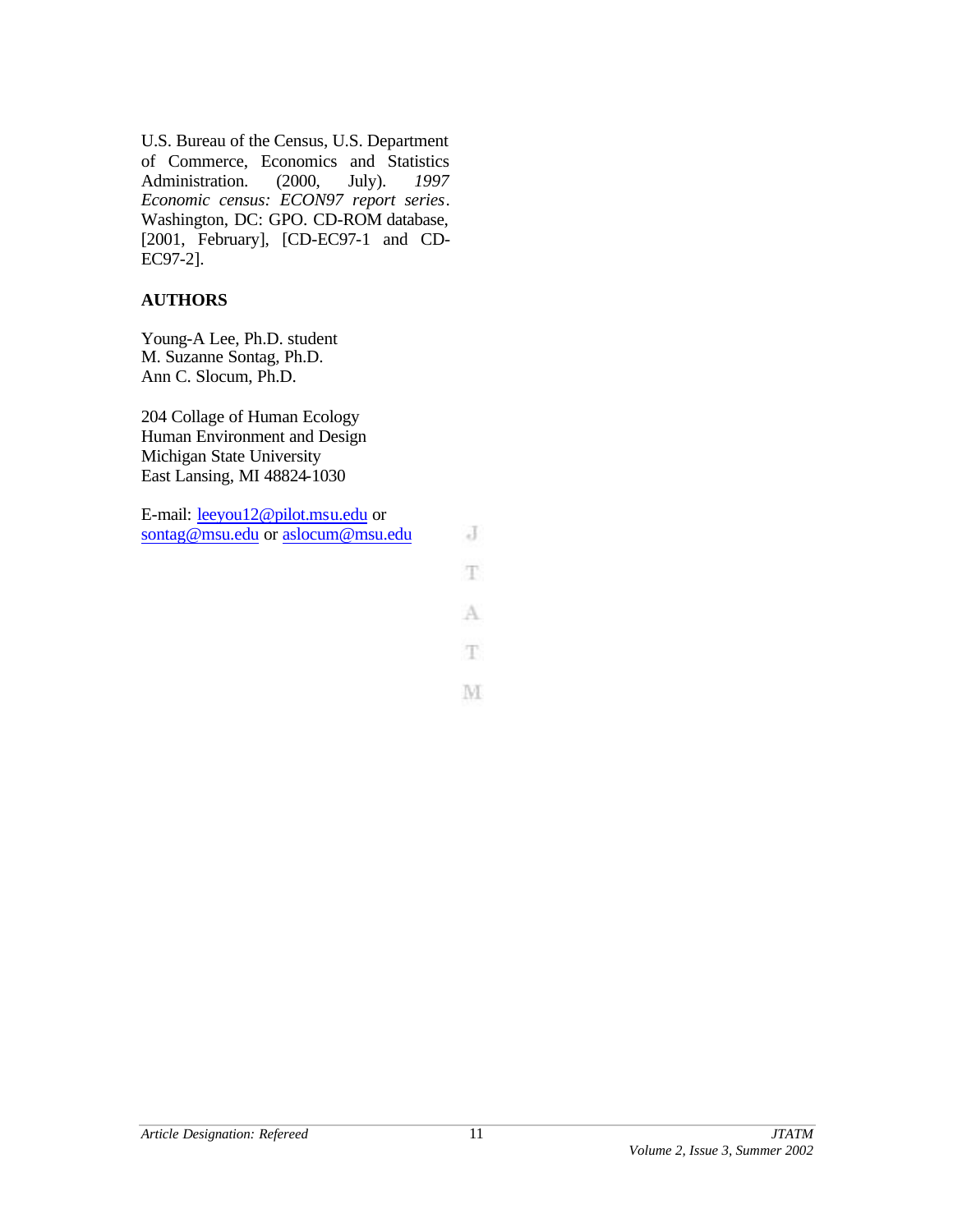U.S. Bureau of the Census, U.S. Department of Commerce, Economics and Statistics Administration. (2000, July). *1997 Economic census: ECON97 report series*. Washington, DC: GPO. CD-ROM database, [2001, February], [CD-EC97-1 and CD-EC97-2].

## AUTHORS

Young-A Lee, Ph.D. student
M. Suzanne Sontag, Ph.D.
Ann C. Slocum, Ph.D.

204 Collage of Human Ecology
Human Environment and Design
Michigan State University
East Lansing, MI 48824-1030

E-mail: leeyou12@pilot.msu.edu or sontag@msu.edu or aslocum@msu.edu